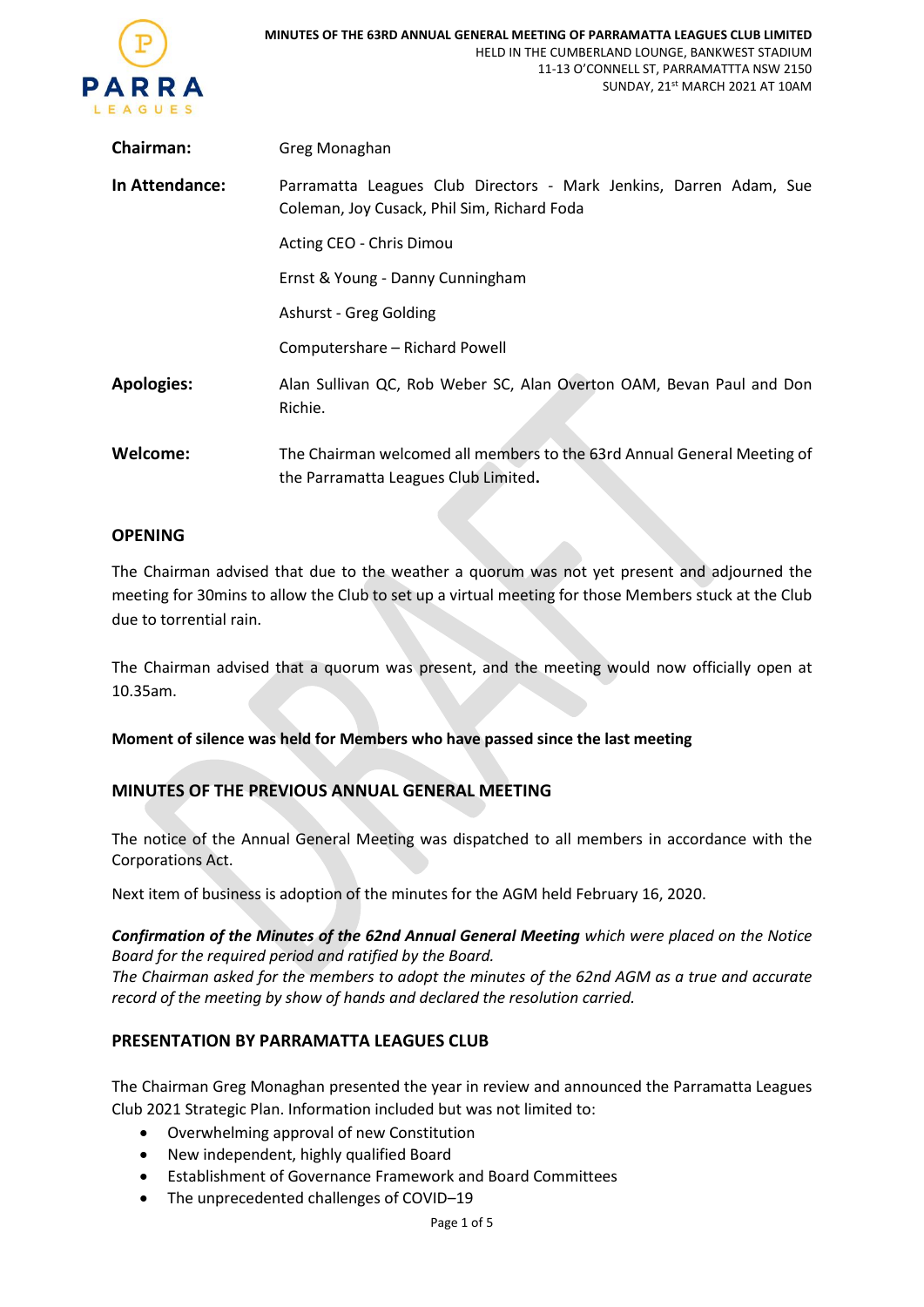**MINUTES OF THE 63RD ANNUAL GENERAL MEETING OF PARRAMATTA LEAGUES CLUB LIMITED**
HELD IN THE CUMBERLAND LOUNGE, BANKWEST STADIUM
11-13 O'CONNELL ST, PARRAMATTTA NSW 2150
SUNDAY, 21st MARCH 2021 AT 10AM

| | |
|---|---|
| **Chairman:** | Greg Monaghan |
| **In Attendance:** | Parramatta Leagues Club Directors - Mark Jenkins, Darren Adam, Sue Coleman, Joy Cusack, Phil Sim, Richard Foda |
| | Acting CEO - Chris Dimou |
| | Ernst & Young - Danny Cunningham |
| | Ashurst - Greg Golding |
| | Computershare – Richard Powell |
| **Apologies:** | Alan Sullivan QC, Rob Weber SC, Alan Overton OAM, Bevan Paul and Don Richie. |
| **Welcome:** | The Chairman welcomed all members to the 63rd Annual General Meeting of the Parramatta Leagues Club Limited**.** |

## OPENING

The Chairman advised that due to the weather a quorum was not yet present and adjourned the meeting for 30mins to allow the Club to set up a virtual meeting for those Members stuck at the Club due to torrential rain.

The Chairman advised that a quorum was present, and the meeting would now officially open at 10.35am.

**Moment of silence was held for Members who have passed since the last meeting**

## MINUTES OF THE PREVIOUS ANNUAL GENERAL MEETING

The notice of the Annual General Meeting was dispatched to all members in accordance with the Corporations Act.

Next item of business is adoption of the minutes for the AGM held February 16, 2020.

***Confirmation of the Minutes of the 62nd Annual General Meeting*** *which were placed on the Notice Board for the required period and ratified by the Board.*
*The Chairman asked for the members to adopt the minutes of the 62nd AGM as a true and accurate record of the meeting by show of hands and declared the resolution carried.*

## PRESENTATION BY PARRAMATTA LEAGUES CLUB

The Chairman Greg Monaghan presented the year in review and announced the Parramatta Leagues Club 2021 Strategic Plan. Information included but was not limited to:

- Overwhelming approval of new Constitution
- New independent, highly qualified Board
- Establishment of Governance Framework and Board Committees
- The unprecedented challenges of COVID–19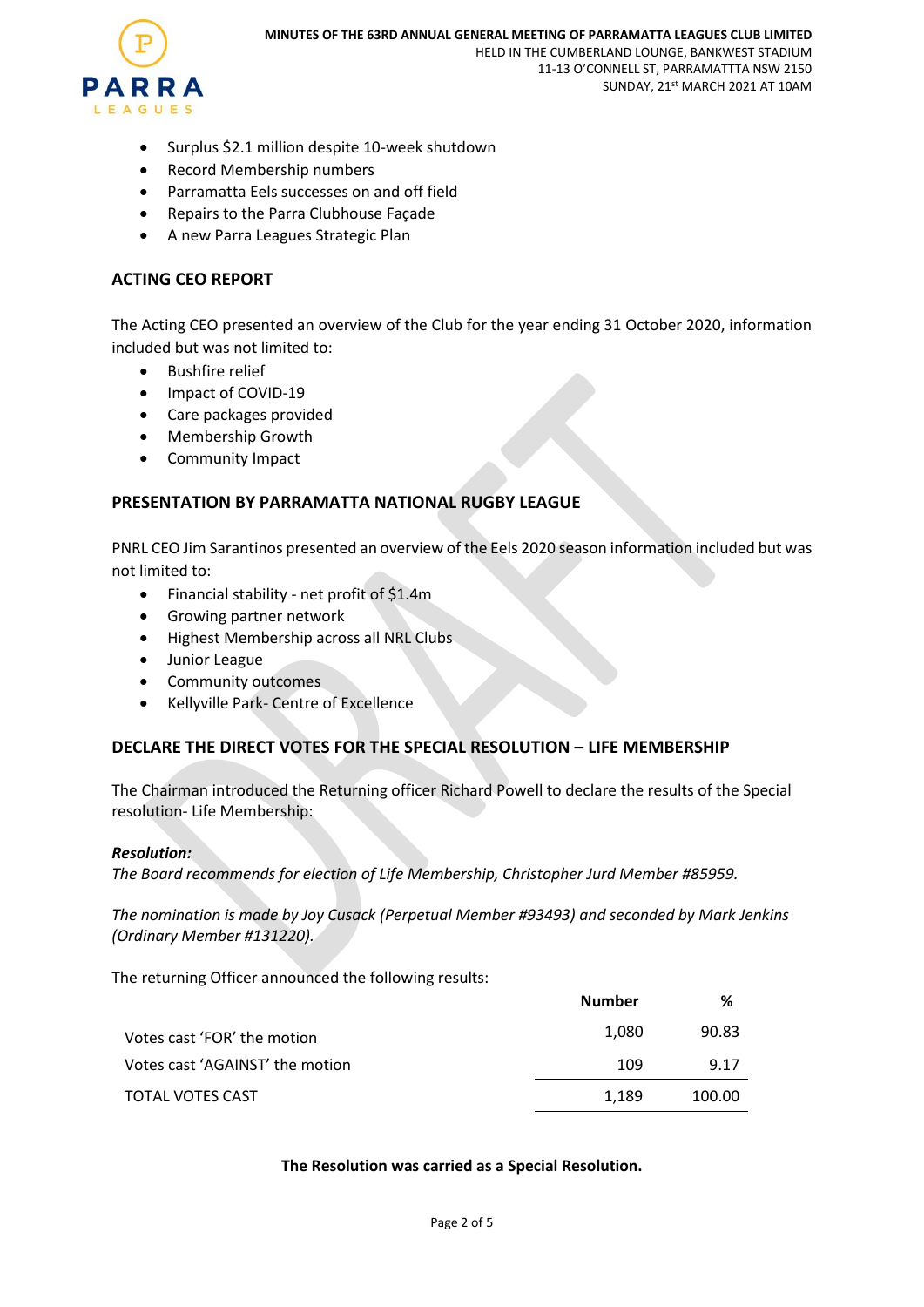- Surplus $2.1 million despite 10-week shutdown
- Record Membership numbers
- Parramatta Eels successes on and off field
- Repairs to the Parra Clubhouse Façade
- A new Parra Leagues Strategic Plan

## ACTING CEO REPORT

The Acting CEO presented an overview of the Club for the year ending 31 October 2020, information included but was not limited to:

- Bushfire relief
- Impact of COVID-19
- Care packages provided
- Membership Growth
- Community Impact

## PRESENTATION BY PARRAMATTA NATIONAL RUGBY LEAGUE

PNRL CEO Jim Sarantinos presented an overview of the Eels 2020 season information included but was not limited to:

- Financial stability - net profit of $1.4m
- Growing partner network
- Highest Membership across all NRL Clubs
- Junior League
- Community outcomes
- Kellyville Park- Centre of Excellence

## DECLARE THE DIRECT VOTES FOR THE SPECIAL RESOLUTION – LIFE MEMBERSHIP

The Chairman introduced the Returning officer Richard Powell to declare the results of the Special resolution- Life Membership:

***Resolution:***

*The Board recommends for election of Life Membership, Christopher Jurd Member #85959.*

*The nomination is made by Joy Cusack (Perpetual Member #93493) and seconded by Mark Jenkins (Ordinary Member #131220).*

The returning Officer announced the following results:

| | Number | % |
|---|---|---|
| Votes cast 'FOR' the motion | 1,080 | 90.83 |
| Votes cast 'AGAINST' the motion | 109 | 9.17 |
| TOTAL VOTES CAST | 1,189 | 100.00 |

**The Resolution was carried as a Special Resolution.**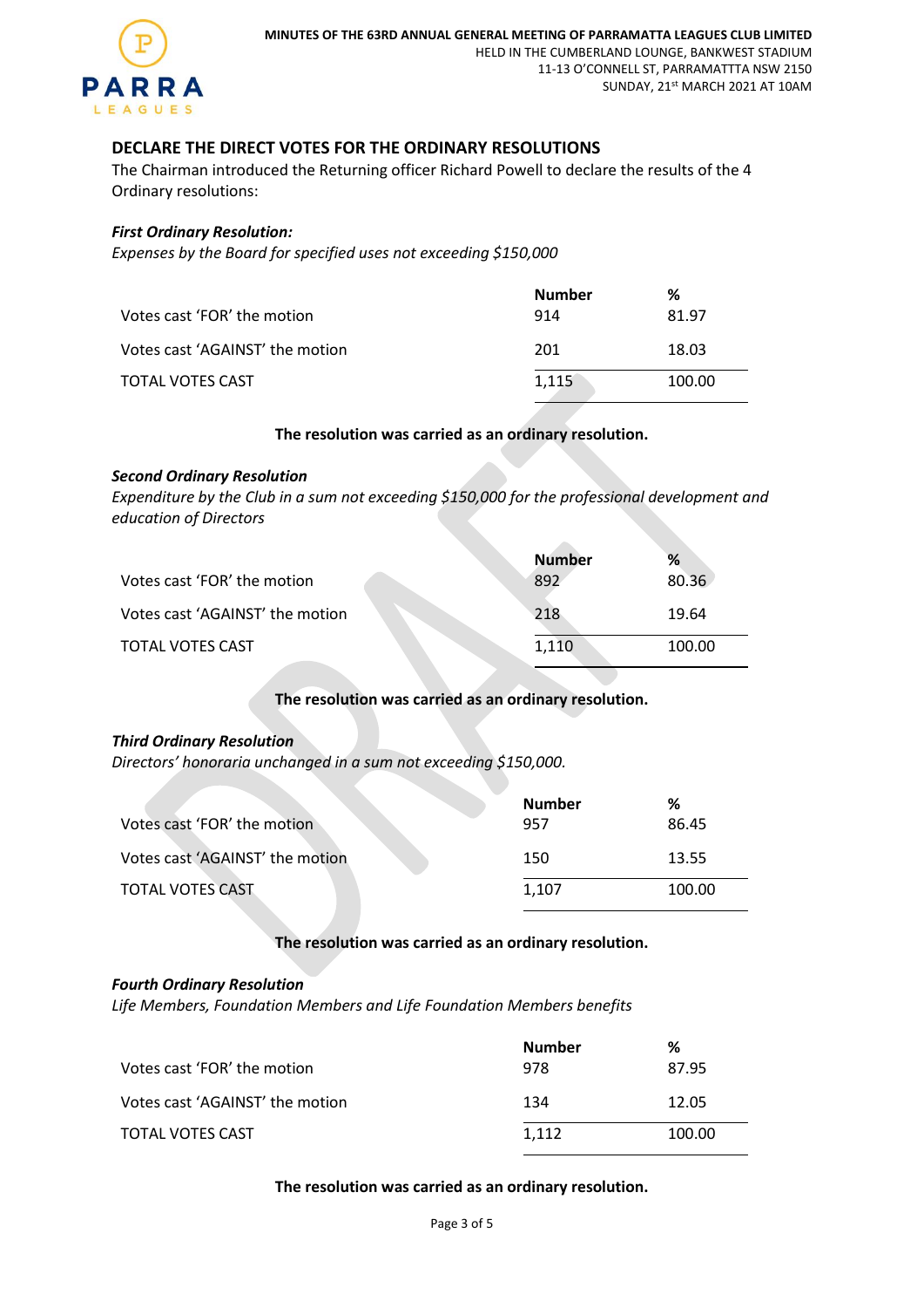## DECLARE THE DIRECT VOTES FOR THE ORDINARY RESOLUTIONS

The Chairman introduced the Returning officer Richard Powell to declare the results of the 4 Ordinary resolutions:

***First Ordinary Resolution:***

*Expenses by the Board for specified uses not exceeding $150,000*

| | Number | % |
|---|---|---|
| Votes cast 'FOR' the motion | 914 | 81.97 |
| Votes cast 'AGAINST' the motion | 201 | 18.03 |
| TOTAL VOTES CAST | 1,115 | 100.00 |

**The resolution was carried as an ordinary resolution.**

***Second Ordinary Resolution***

*Expenditure by the Club in a sum not exceeding $150,000 for the professional development and education of Directors*

| | Number | % |
|---|---|---|
| Votes cast 'FOR' the motion | 892 | 80.36 |
| Votes cast 'AGAINST' the motion | 218 | 19.64 |
| TOTAL VOTES CAST | 1,110 | 100.00 |

**The resolution was carried as an ordinary resolution.**

***Third Ordinary Resolution***

*Directors' honoraria unchanged in a sum not exceeding $150,000.*

| | Number | % |
|---|---|---|
| Votes cast 'FOR' the motion | 957 | 86.45 |
| Votes cast 'AGAINST' the motion | 150 | 13.55 |
| TOTAL VOTES CAST | 1,107 | 100.00 |

**The resolution was carried as an ordinary resolution.**

***Fourth Ordinary Resolution***

*Life Members, Foundation Members and Life Foundation Members benefits*

| | Number | % |
|---|---|---|
| Votes cast 'FOR' the motion | 978 | 87.95 |
| Votes cast 'AGAINST' the motion | 134 | 12.05 |
| TOTAL VOTES CAST | 1,112 | 100.00 |

**The resolution was carried as an ordinary resolution.**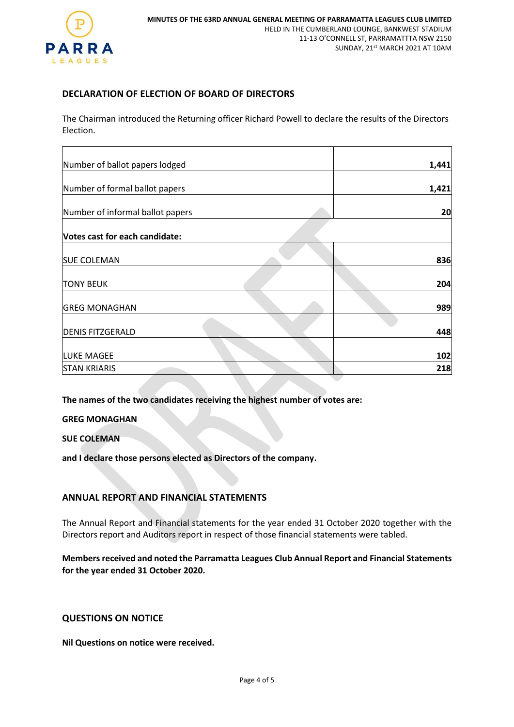## DECLARATION OF ELECTION OF BOARD OF DIRECTORS

The Chairman introduced the Returning officer Richard Powell to declare the results of the Directors Election.

| | |
|---|---|
| Number of ballot papers lodged | **1,441** |
| Number of formal ballot papers | **1,421** |
| Number of informal ballot papers | **20** |
| **Votes cast for each candidate:** | |
| SUE COLEMAN | **836** |
| TONY BEUK | **204** |
| GREG MONAGHAN | **989** |
| DENIS FITZGERALD | **448** |
| LUKE MAGEE | **102** |
| STAN KRIARIS | **218** |

**The names of the two candidates receiving the highest number of votes are:**

**GREG MONAGHAN**

**SUE COLEMAN**

**and I declare those persons elected as Directors of the company.**

## ANNUAL REPORT AND FINANCIAL STATEMENTS

The Annual Report and Financial statements for the year ended 31 October 2020 together with the Directors report and Auditors report in respect of those financial statements were tabled.

**Members received and noted the Parramatta Leagues Club Annual Report and Financial Statements for the year ended 31 October 2020.**

## QUESTIONS ON NOTICE

**Nil Questions on notice were received.**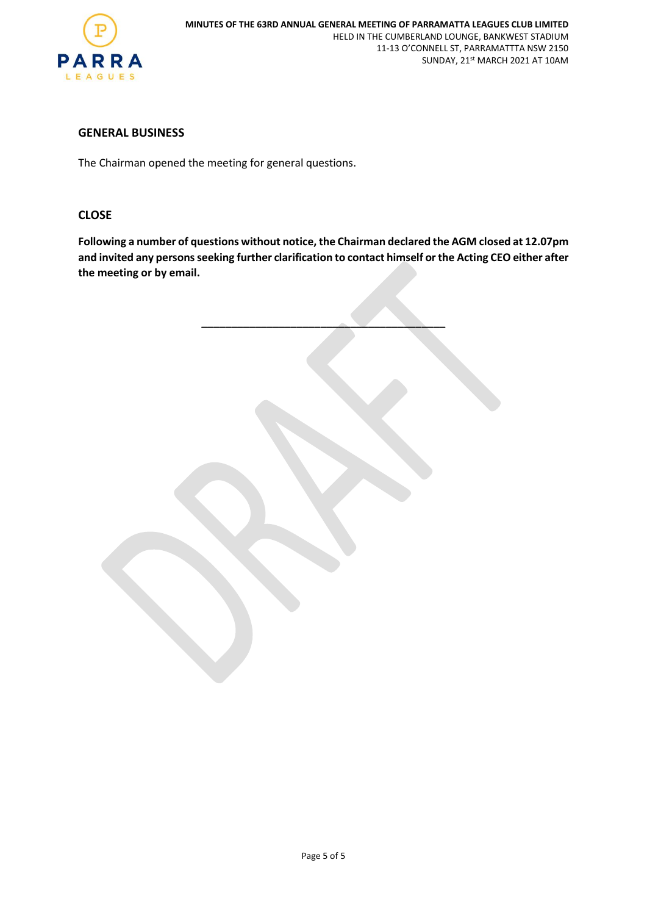## GENERAL BUSINESS

The Chairman opened the meeting for general questions.

## CLOSE

**Following a number of questions without notice, the Chairman declared the AGM closed at 12.07pm and invited any persons seeking further clarification to contact himself or the Acting CEO either after the meeting or by email.**

\_\_\_\_\_\_\_\_\_\_\_\_\_\_\_\_\_\_\_\_\_\_\_\_\_\_\_\_\_\_\_\_\_\_\_\_\_\_\_\_